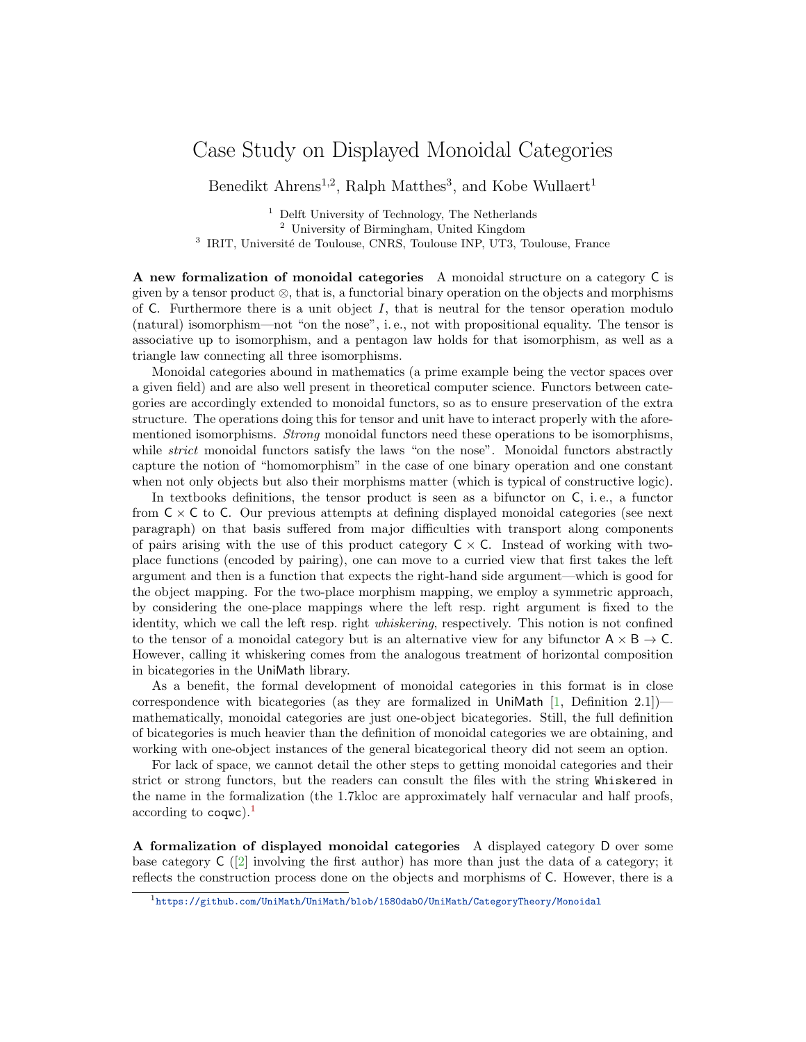# Case Study on Displayed Monoidal Categories

Benedikt Ahrens[1,2], Ralph Matthes[3], and Kobe Wullaert[1]

[1] Delft University of Technology, The Netherlands
[2] University of Birmingham, United Kingdom
[3] IRIT, Université de Toulouse, CNRS, Toulouse INP, UT3, Toulouse, France

**A new formalization of monoidal categories** A monoidal structure on a category $\mathsf{C}$ is given by a tensor product $\otimes$, that is, a functorial binary operation on the objects and morphisms of $\mathsf{C}$. Furthermore there is a unit object $I$, that is neutral for the tensor operation modulo (natural) isomorphism—not "on the nose", i. e., not with propositional equality. The tensor is associative up to isomorphism, and a pentagon law holds for that isomorphism, as well as a triangle law connecting all three isomorphisms.

Monoidal categories abound in mathematics (a prime example being the vector spaces over a given field) and are also well present in theoretical computer science. Functors between categories are accordingly extended to monoidal functors, so as to ensure preservation of the extra structure. The operations doing this for tensor and unit have to interact properly with the aforementioned isomorphisms. *Strong* monoidal functors need these operations to be isomorphisms, while *strict* monoidal functors satisfy the laws "on the nose". Monoidal functors abstractly capture the notion of "homomorphism" in the case of one binary operation and one constant when not only objects but also their morphisms matter (which is typical of constructive logic).

In textbooks definitions, the tensor product is seen as a bifunctor on $\mathsf{C}$, i. e., a functor from $\mathsf{C} \times \mathsf{C}$ to $\mathsf{C}$. Our previous attempts at defining displayed monoidal categories (see next paragraph) on that basis suffered from major difficulties with transport along components of pairs arising with the use of this product category $\mathsf{C} \times \mathsf{C}$. Instead of working with two-place functions (encoded by pairing), one can move to a curried view that first takes the left argument and then is a function that expects the right-hand side argument—which is good for the object mapping. For the two-place morphism mapping, we employ a symmetric approach, by considering the one-place mappings where the left resp. right argument is fixed to the identity, which we call the left resp. right *whiskering*, respectively. This notion is not confined to the tensor of a monoidal category but is an alternative view for any bifunctor $\mathsf{A} \times \mathsf{B} \to \mathsf{C}$. However, calling it whiskering comes from the analogous treatment of horizontal composition in bicategories in the UniMath library.

As a benefit, the formal development of monoidal categories in this format is in close correspondence with bicategories (as they are formalized in UniMath [1, Definition 2.1])—mathematically, monoidal categories are just one-object bicategories. Still, the full definition of bicategories is much heavier than the definition of monoidal categories we are obtaining, and working with one-object instances of the general bicategorical theory did not seem an option.

For lack of space, we cannot detail the other steps to getting monoidal categories and their strict or strong functors, but the readers can consult the files with the string `Whiskered` in the name in the formalization (the 1.7kloc are approximately half vernacular and half proofs, according to `coqwc`).[1]

**A formalization of displayed monoidal categories** A displayed category $\mathsf{D}$ over some base category $\mathsf{C}$ ([2] involving the first author) has more than just the data of a category; it reflects the construction process done on the objects and morphisms of $\mathsf{C}$. However, there is a

[1] https://github.com/UniMath/UniMath/blob/1580dab0/UniMath/CategoryTheory/Monoidal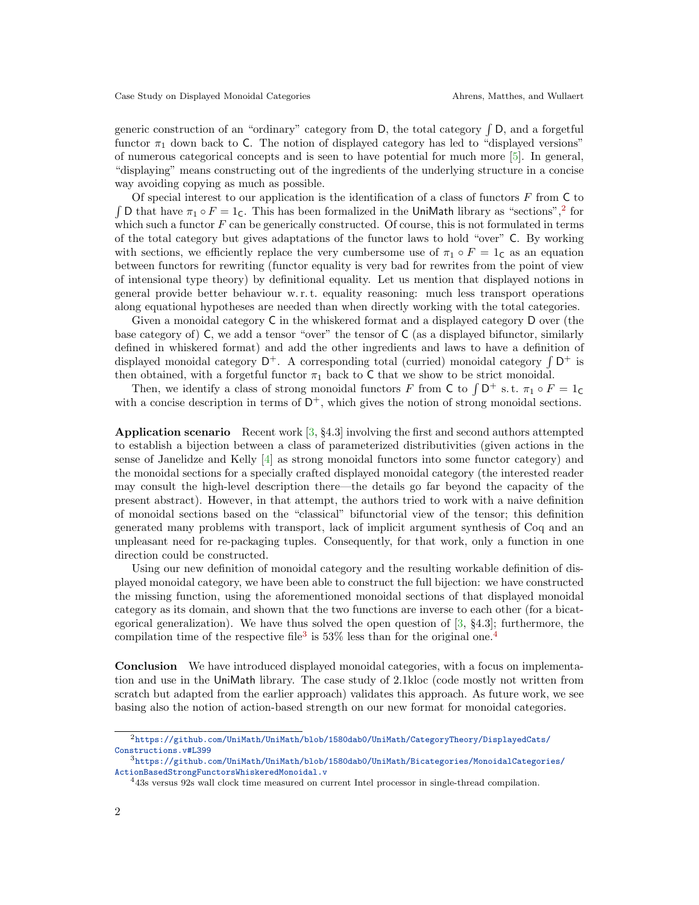generic construction of an "ordinary" category from $\mathsf{D}$, the total category $\int \mathsf{D}$, and a forgetful functor $\pi_1$ down back to $\mathsf{C}$. The notion of displayed category has led to "displayed versions" of numerous categorical concepts and is seen to have potential for much more [5]. In general, "displaying" means constructing out of the ingredients of the underlying structure in a concise way avoiding copying as much as possible.

Of special interest to our application is the identification of a class of functors $F$ from $\mathsf{C}$ to $\int \mathsf{D}$ that have $\pi_1 \circ F = 1_{\mathsf{C}}$. This has been formalized in the UniMath library as "sections",[2] for which such a functor $F$ can be generically constructed. Of course, this is not formulated in terms of the total category but gives adaptations of the functor laws to hold "over" $\mathsf{C}$. By working with sections, we efficiently replace the very cumbersome use of $\pi_1 \circ F = 1_{\mathsf{C}}$ as an equation between functors for rewriting (functor equality is very bad for rewrites from the point of view of intensional type theory) by definitional equality. Let us mention that displayed notions in general provide better behaviour w. r. t. equality reasoning: much less transport operations along equational hypotheses are needed than when directly working with the total categories.

Given a monoidal category $\mathsf{C}$ in the whiskered format and a displayed category $\mathsf{D}$ over (the base category of) $\mathsf{C}$, we add a tensor "over" the tensor of $\mathsf{C}$ (as a displayed bifunctor, similarly defined in whiskered format) and add the other ingredients and laws to have a definition of displayed monoidal category $\mathsf{D}^+$. A corresponding total (curried) monoidal category $\int \mathsf{D}^+$ is then obtained, with a forgetful functor $\pi_1$ back to $\mathsf{C}$ that we show to be strict monoidal.

Then, we identify a class of strong monoidal functors $F$ from $\mathsf{C}$ to $\int \mathsf{D}^+$ s. t. $\pi_1 \circ F = 1_{\mathsf{C}}$ with a concise description in terms of $\mathsf{D}^+$, which gives the notion of strong monoidal sections.

**Application scenario** Recent work [3, §4.3] involving the first and second authors attempted to establish a bijection between a class of parameterized distributivities (given actions in the sense of Janelidze and Kelly [4] as strong monoidal functors into some functor category) and the monoidal sections for a specially crafted displayed monoidal category (the interested reader may consult the high-level description there—the details go far beyond the capacity of the present abstract). However, in that attempt, the authors tried to work with a naive definition of monoidal sections based on the "classical" bifunctorial view of the tensor; this definition generated many problems with transport, lack of implicit argument synthesis of Coq and an unpleasant need for re-packaging tuples. Consequently, for that work, only a function in one direction could be constructed.

Using our new definition of monoidal category and the resulting workable definition of displayed monoidal category, we have been able to construct the full bijection: we have constructed the missing function, using the aforementioned monoidal sections of that displayed monoidal category as its domain, and shown that the two functions are inverse to each other (for a bicategorical generalization). We have thus solved the open question of [3, §4.3]; furthermore, the compilation time of the respective file[3] is 53% less than for the original one.[4]

**Conclusion** We have introduced displayed monoidal categories, with a focus on implementation and use in the UniMath library. The case study of 2.1kloc (code mostly not written from scratch but adapted from the earlier approach) validates this approach. As future work, we see basing also the notion of action-based strength on our new format for monoidal categories.

[2] https://github.com/UniMath/UniMath/blob/1580dab0/UniMath/CategoryTheory/DisplayedCats/Constructions.v#L399

[3] https://github.com/UniMath/UniMath/blob/1580dab0/UniMath/Bicategories/MonoidalCategories/ActionBasedStrongFunctorsWhiskeredMonoidal.v

[4] 43s versus 92s wall clock time measured on current Intel processor in single-thread compilation.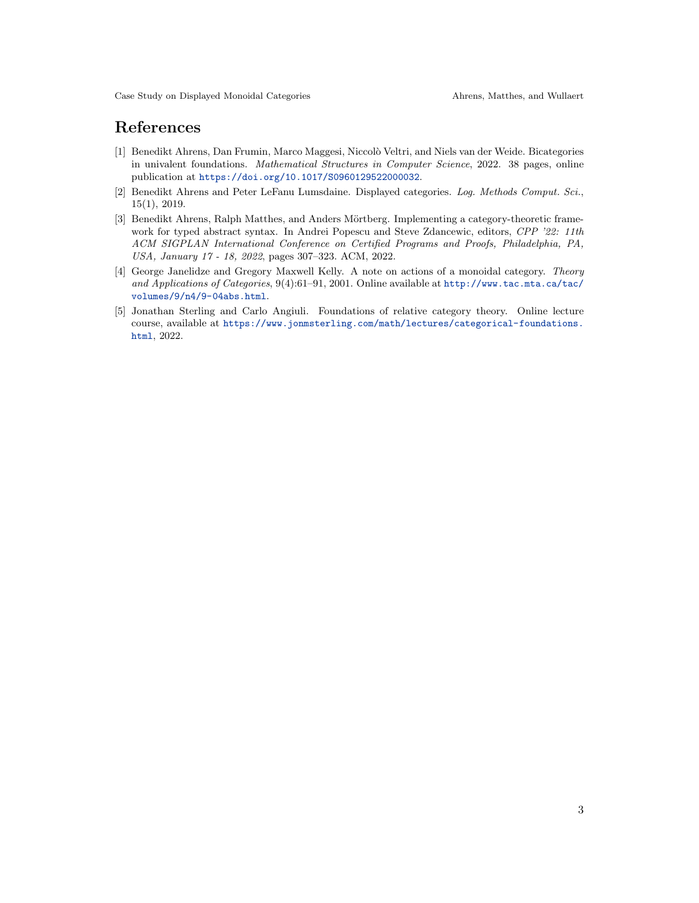# References

[1] Benedikt Ahrens, Dan Frumin, Marco Maggesi, Niccolò Veltri, and Niels van der Weide. Bicategories in univalent foundations. *Mathematical Structures in Computer Science*, 2022. 38 pages, online publication at https://doi.org/10.1017/S0960129522000032.

[2] Benedikt Ahrens and Peter LeFanu Lumsdaine. Displayed categories. *Log. Methods Comput. Sci.*, 15(1), 2019.

[3] Benedikt Ahrens, Ralph Matthes, and Anders Mörtberg. Implementing a category-theoretic framework for typed abstract syntax. In Andrei Popescu and Steve Zdancewic, editors, *CPP '22: 11th ACM SIGPLAN International Conference on Certified Programs and Proofs, Philadelphia, PA, USA, January 17 - 18, 2022*, pages 307–323. ACM, 2022.

[4] George Janelidze and Gregory Maxwell Kelly. A note on actions of a monoidal category. *Theory and Applications of Categories*, 9(4):61–91, 2001. Online available at http://www.tac.mta.ca/tac/volumes/9/n4/9-04abs.html.

[5] Jonathan Sterling and Carlo Angiuli. Foundations of relative category theory. Online lecture course, available at https://www.jonmsterling.com/math/lectures/categorical-foundations.html, 2022.